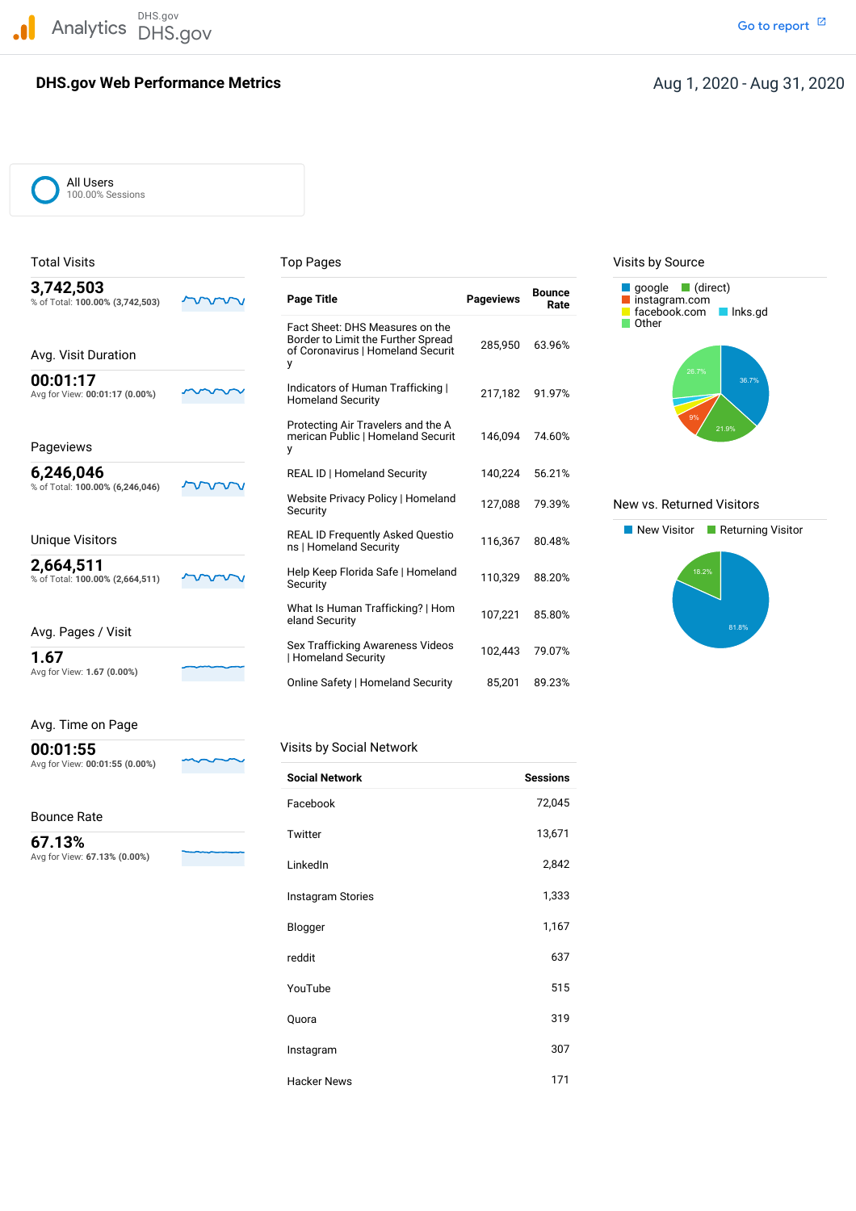Analytics DHS.gov DHS.gov

Go to report

# DHS.gov Web Performance Metrics

Aug 1, 2020 - Aug 31, 2020

All Users
100.00% Sessions

## Total Visits

**3,742,503**
% of Total: **100.00% (3,742,503)**

## Avg. Visit Duration

**00:01:17**
Avg for View: **00:01:17 (0.00%)**

## Pageviews

**6,246,046**
% of Total: **100.00% (6,246,046)**

## Unique Visitors

**2,664,511**
% of Total: **100.00% (2,664,511)**

## Avg. Pages / Visit

**1.67**
Avg for View: **1.67 (0.00%)**

## Avg. Time on Page

**00:01:55**
Avg for View: **00:01:55 (0.00%)**

## Bounce Rate

**67.13%**
Avg for View: **67.13% (0.00%)**

## Top Pages

| Page Title | Pageviews | Bounce Rate |
|---|---|---|
| Fact Sheet: DHS Measures on the Border to Limit the Further Spread of Coronavirus \| Homeland Security | 285,950 | 63.96% |
| Indicators of Human Trafficking \| Homeland Security | 217,182 | 91.97% |
| Protecting Air Travelers and the American Public \| Homeland Security | 146,094 | 74.60% |
| REAL ID \| Homeland Security | 140,224 | 56.21% |
| Website Privacy Policy \| Homeland Security | 127,088 | 79.39% |
| REAL ID Frequently Asked Questions \| Homeland Security | 116,367 | 80.48% |
| Help Keep Florida Safe \| Homeland Security | 110,329 | 88.20% |
| What Is Human Trafficking? \| Homeland Security | 107,221 | 85.80% |
| Sex Trafficking Awareness Videos \| Homeland Security | 102,443 | 79.07% |
| Online Safety \| Homeland Security | 85,201 | 89.23% |

## Visits by Social Network

| Social Network | Sessions |
|---|---|
| Facebook | 72,045 |
| Twitter | 13,671 |
| LinkedIn | 2,842 |
| Instagram Stories | 1,333 |
| Blogger | 1,167 |
| reddit | 637 |
| YouTube | 515 |
| Quora | 319 |
| Instagram | 307 |
| Hacker News | 171 |

## Visits by Source

google
(direct)
instagram.com
facebook.com
lnks.gd
Other

36.7%
21.9%
9%
26.7%

## New vs. Returned Visitors

New Visitor
Returning Visitor

81.8%
18.2%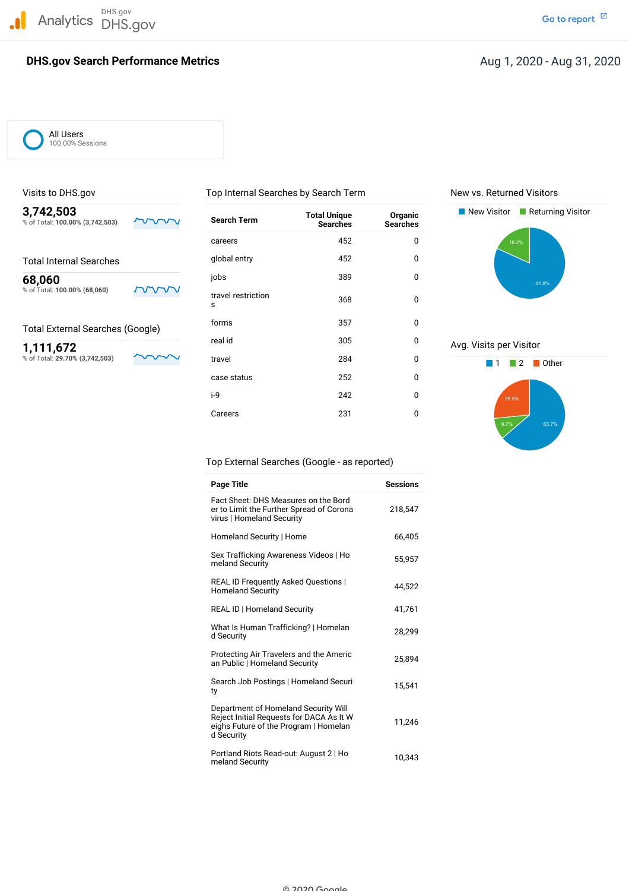Analytics DHS.gov DHS.gov

Go to report

# DHS.gov Search Performance Metrics

Aug 1, 2020 - Aug 31, 2020

All Users
100.00% Sessions

## Visits to DHS.gov

**3,742,503**
% of Total: **100.00% (3,742,503)**

## Total Internal Searches

**68,060**
% of Total: **100.00% (68,060)**

## Total External Searches (Google)

**1,111,672**
% of Total: **29.70% (3,742,503)**

## Top Internal Searches by Search Term

| Search Term | Total Unique Searches | Organic Searches |
|---|---|---|
| careers | 452 | 0 |
| global entry | 452 | 0 |
| jobs | 389 | 0 |
| travel restrictions | 368 | 0 |
| forms | 357 | 0 |
| real id | 305 | 0 |
| travel | 284 | 0 |
| case status | 252 | 0 |
| i-9 | 242 | 0 |
| Careers | 231 | 0 |

## New vs. Returned Visitors

New Visitor
Returning Visitor
18.2%
81.8%

## Avg. Visits per Visitor

1
2
Other
26.6%
9.7%
63.7%

## Top External Searches (Google - as reported)

| Page Title | Sessions |
|---|---|
| Fact Sheet: DHS Measures on the Border to Limit the Further Spread of Coronavirus \| Homeland Security | 218,547 |
| Homeland Security \| Home | 66,405 |
| Sex Trafficking Awareness Videos \| Homeland Security | 55,957 |
| REAL ID Frequently Asked Questions \| Homeland Security | 44,522 |
| REAL ID \| Homeland Security | 41,761 |
| What Is Human Trafficking? \| Homeland Security | 28,299 |
| Protecting Air Travelers and the American Public \| Homeland Security | 25,894 |
| Search Job Postings \| Homeland Security | 15,541 |
| Department of Homeland Security Will Reject Initial Requests for DACA As It Weighs Future of the Program \| Homeland Security | 11,246 |
| Portland Riots Read-out: August 2 \| Homeland Security | 10,343 |

© 2020 Google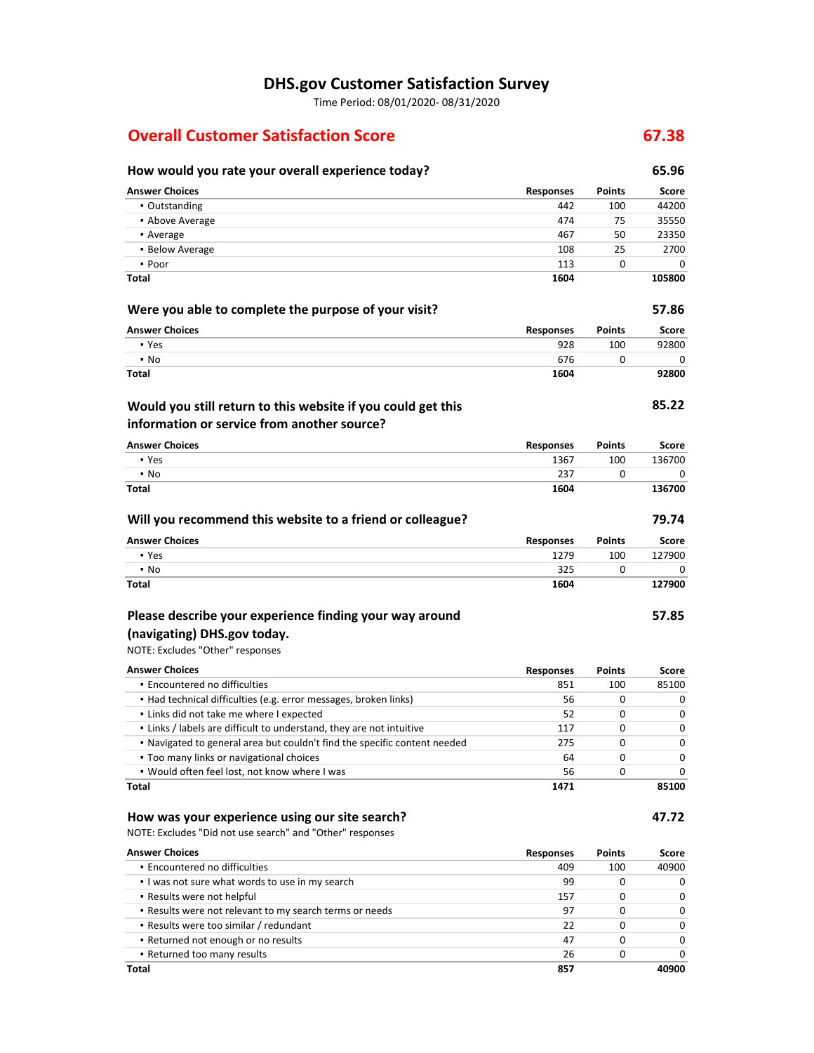# DHS.gov Customer Satisfaction Survey

Time Period: 08/01/2020- 08/31/2020

## Overall Customer Satisfaction Score 67.38

### How would you rate your overall experience today? 65.96

| Answer Choices | Responses | Points | Score |
|---|---|---|---|
| ▪ Outstanding | 442 | 100 | 44200 |
| ▪ Above Average | 474 | 75 | 35550 |
| ▪ Average | 467 | 50 | 23350 |
| ▪ Below Average | 108 | 25 | 2700 |
| ▪ Poor | 113 | 0 | 0 |
| **Total** | **1604** | | **105800** |

### Were you able to complete the purpose of your visit? 57.86

| Answer Choices | Responses | Points | Score |
|---|---|---|---|
| ▪ Yes | 928 | 100 | 92800 |
| ▪ No | 676 | 0 | 0 |
| **Total** | **1604** | | **92800** |

### Would you still return to this website if you could get this information or service from another source? 85.22

| Answer Choices | Responses | Points | Score |
|---|---|---|---|
| ▪ Yes | 1367 | 100 | 136700 |
| ▪ No | 237 | 0 | 0 |
| **Total** | **1604** | | **136700** |

### Will you recommend this website to a friend or colleague? 79.74

| Answer Choices | Responses | Points | Score |
|---|---|---|---|
| ▪ Yes | 1279 | 100 | 127900 |
| ▪ No | 325 | 0 | 0 |
| **Total** | **1604** | | **127900** |

### Please describe your experience finding your way around (navigating) DHS.gov today. 57.85

NOTE: Excludes "Other" responses

| Answer Choices | Responses | Points | Score |
|---|---|---|---|
| ▪ Encountered no difficulties | 851 | 100 | 85100 |
| ▪ Had technical difficulties (e.g. error messages, broken links) | 56 | 0 | 0 |
| ▪ Links did not take me where I expected | 52 | 0 | 0 |
| ▪ Links / labels are difficult to understand, they are not intuitive | 117 | 0 | 0 |
| ▪ Navigated to general area but couldn't find the specific content needed | 275 | 0 | 0 |
| ▪ Too many links or navigational choices | 64 | 0 | 0 |
| ▪ Would often feel lost, not know where I was | 56 | 0 | 0 |
| **Total** | **1471** | | **85100** |

### How was your experience using our site search? 47.72

NOTE: Excludes "Did not use search" and "Other" responses

| Answer Choices | Responses | Points | Score |
|---|---|---|---|
| ▪ Encountered no difficulties | 409 | 100 | 40900 |
| ▪ I was not sure what words to use in my search | 99 | 0 | 0 |
| ▪ Results were not helpful | 157 | 0 | 0 |
| ▪ Results were not relevant to my search terms or needs | 97 | 0 | 0 |
| ▪ Results were too similar / redundant | 22 | 0 | 0 |
| ▪ Returned not enough or no results | 47 | 0 | 0 |
| ▪ Returned too many results | 26 | 0 | 0 |
| **Total** | **857** | | **40900** |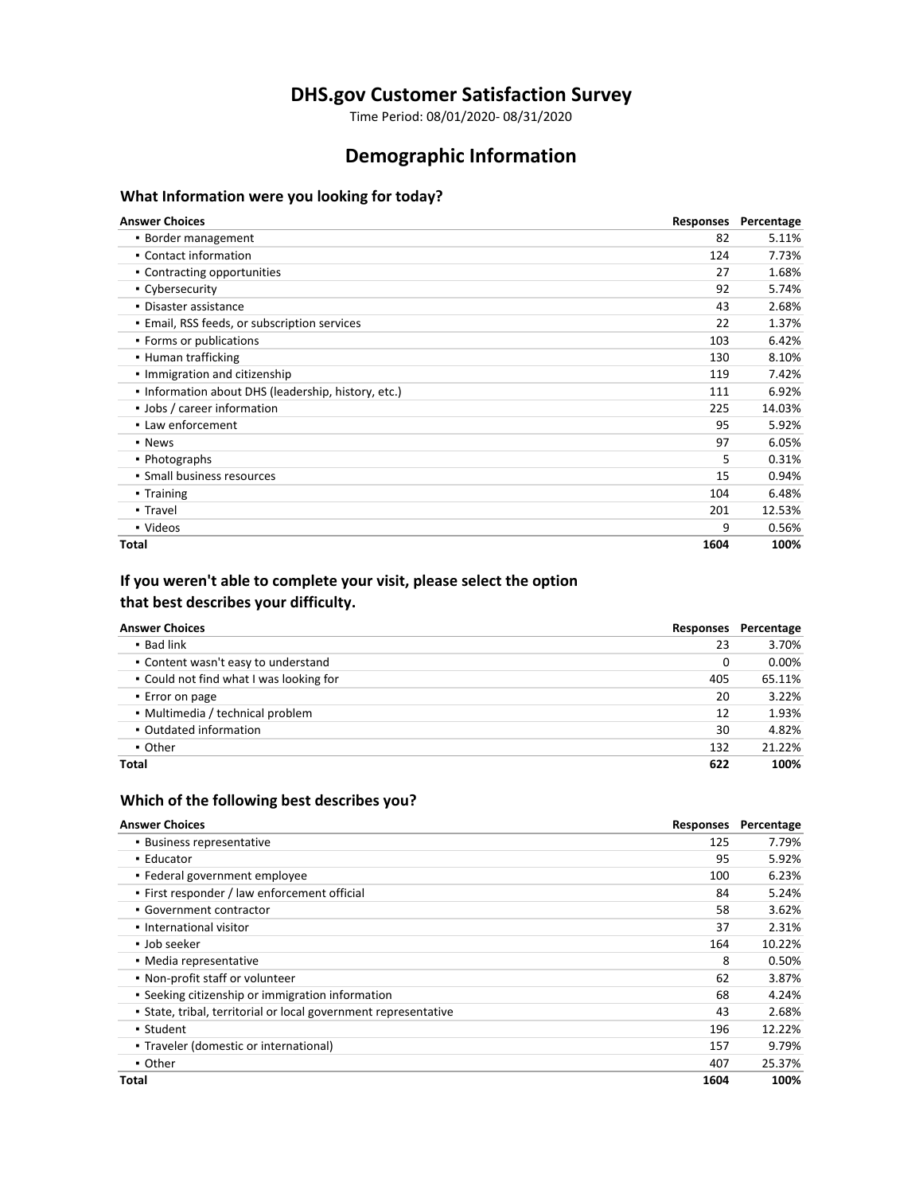# DHS.gov Customer Satisfaction Survey

Time Period: 08/01/2020- 08/31/2020

## Demographic Information

### What Information were you looking for today?

| Answer Choices | Responses | Percentage |
|---|---|---|
| ▪ Border management | 82 | 5.11% |
| ▪ Contact information | 124 | 7.73% |
| ▪ Contracting opportunities | 27 | 1.68% |
| ▪ Cybersecurity | 92 | 5.74% |
| ▪ Disaster assistance | 43 | 2.68% |
| ▪ Email, RSS feeds, or subscription services | 22 | 1.37% |
| ▪ Forms or publications | 103 | 6.42% |
| ▪ Human trafficking | 130 | 8.10% |
| ▪ Immigration and citizenship | 119 | 7.42% |
| ▪ Information about DHS (leadership, history, etc.) | 111 | 6.92% |
| ▪ Jobs / career information | 225 | 14.03% |
| ▪ Law enforcement | 95 | 5.92% |
| ▪ News | 97 | 6.05% |
| ▪ Photographs | 5 | 0.31% |
| ▪ Small business resources | 15 | 0.94% |
| ▪ Training | 104 | 6.48% |
| ▪ Travel | 201 | 12.53% |
| ▪ Videos | 9 | 0.56% |
| **Total** | **1604** | **100%** |

### If you weren't able to complete your visit, please select the option that best describes your difficulty.

| Answer Choices | Responses | Percentage |
|---|---|---|
| ▪ Bad link | 23 | 3.70% |
| ▪ Content wasn't easy to understand | 0 | 0.00% |
| ▪ Could not find what I was looking for | 405 | 65.11% |
| ▪ Error on page | 20 | 3.22% |
| ▪ Multimedia / technical problem | 12 | 1.93% |
| ▪ Outdated information | 30 | 4.82% |
| ▪ Other | 132 | 21.22% |
| **Total** | **622** | **100%** |

### Which of the following best describes you?

| Answer Choices | Responses | Percentage |
|---|---|---|
| ▪ Business representative | 125 | 7.79% |
| ▪ Educator | 95 | 5.92% |
| ▪ Federal government employee | 100 | 6.23% |
| ▪ First responder / law enforcement official | 84 | 5.24% |
| ▪ Government contractor | 58 | 3.62% |
| ▪ International visitor | 37 | 2.31% |
| ▪ Job seeker | 164 | 10.22% |
| ▪ Media representative | 8 | 0.50% |
| ▪ Non-profit staff or volunteer | 62 | 3.87% |
| ▪ Seeking citizenship or immigration information | 68 | 4.24% |
| ▪ State, tribal, territorial or local government representative | 43 | 2.68% |
| ▪ Student | 196 | 12.22% |
| ▪ Traveler (domestic or international) | 157 | 9.79% |
| ▪ Other | 407 | 25.37% |
| **Total** | **1604** | **100%** |